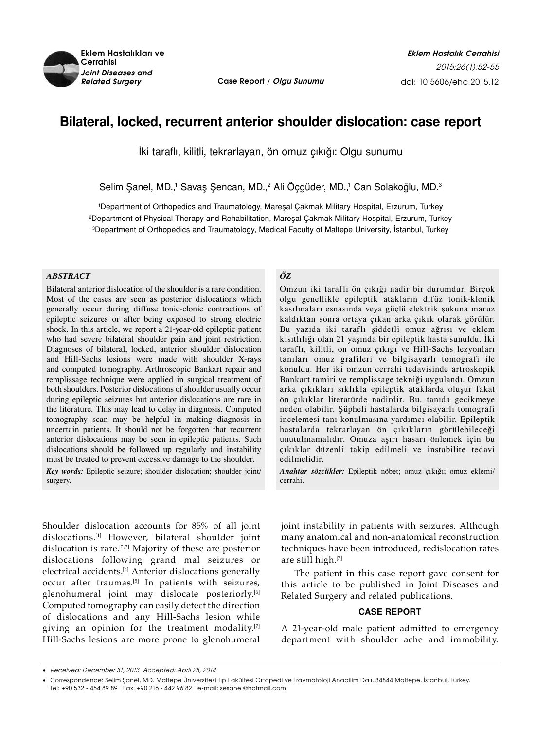Case Report / *Olgu Sunumu*

doi: 10.5606/ehc.2015.12

# Bilateral, locked, recurrent anterior shoulder dislocation: case report

İki taraflı, kilitli, tekrarlayan, ön omuz çıkığı: Olgu sunumu

Selim Şanel, MD.,[1] Savaş Şencan, MD.,[2] Ali Öçgüder, MD.,[1] Can Solakoğlu, MD.[3]

[1]Department of Orthopedics and Traumatology, Mareşal Çakmak Military Hospital, Erzurum, Turkey
[2]Department of Physical Therapy and Rehabilitation, Mareşal Çakmak Military Hospital, Erzurum, Turkey
[3]Department of Orthopedics and Traumatology, Medical Faculty of Maltepe University, İstanbul, Turkey

### *ABSTRACT*

Bilateral anterior dislocation of the shoulder is a rare condition. Most of the cases are seen as posterior dislocations which generally occur during diffuse tonic-clonic contractions of epileptic seizures or after being exposed to strong electric shock. In this article, we report a 21-year-old epileptic patient who had severe bilateral shoulder pain and joint restriction. Diagnoses of bilateral, locked, anterior shoulder dislocation and Hill-Sachs lesions were made with shoulder X-rays and computed tomography. Arthroscopic Bankart repair and remplissage technique were applied in surgical treatment of both shoulders. Posterior dislocations of shoulder usually occur during epileptic seizures but anterior dislocations are rare in the literature. This may lead to delay in diagnosis. Computed tomography scan may be helpful in making diagnosis in uncertain patients. It should not be forgotten that recurrent anterior dislocations may be seen in epileptic patients. Such dislocations should be followed up regularly and instability must be treated to prevent excessive damage to the shoulder.

***Key words:*** Epileptic seizure; shoulder dislocation; shoulder joint/surgery.

### *ÖZ*

Omzun iki taraflı ön çıkığı nadir bir durumdur. Birçok olgu genellikle epileptik atakların difüz tonik-klonik kasılmaları esnasında veya güçlü elektrik şokuna maruz kaldıktan sonra ortaya çıkan arka çıkık olarak görülür. Bu yazıda iki taraflı şiddetli omuz ağrısı ve eklem kısıtlılığı olan 21 yaşında bir epileptik hasta sunuldu. İki taraflı, kilitli, ön omuz çıkığı ve Hill-Sachs lezyonları tanıları omuz grafileri ve bilgisayarlı tomografi ile konuldu. Her iki omzun cerrahi tedavisinde artroskopik Bankart tamiri ve remplissage tekniği uygulandı. Omzun arka çıkıkları sıklıkla epileptik ataklarda oluşur fakat ön çıkıklar literatürde nadirdir. Bu, tanıda gecikmeye neden olabilir. Şüpheli hastalarda bilgisayarlı tomografi incelemesi tanı konulmasına yardımcı olabilir. Epileptik hastalarda tekrarlayan ön çıkıkların görülebileceği unutulmamalıdır. Omuza aşırı hasarı önlemek için bu çıkıklar düzenli takip edilmeli ve instabilite tedavi edilmelidir.

***Anahtar sözcükler:*** Epileptik nöbet; omuz çıkığı; omuz eklemi/cerrahi.

Shoulder dislocation accounts for 85% of all joint dislocations.[1] However, bilateral shoulder joint dislocation is rare.[2,3] Majority of these are posterior dislocations following grand mal seizures or electrical accidents.[4] Anterior dislocations generally occur after traumas.[5] In patients with seizures, glenohumeral joint may dislocate posteriorly.[6] Computed tomography can easily detect the direction of dislocations and any Hill-Sachs lesion while giving an opinion for the treatment modality.[7] Hill-Sachs lesions are more prone to glenohumeral joint instability in patients with seizures. Although many anatomical and non-anatomical reconstruction techniques have been introduced, redislocation rates are still high.[7]

The patient in this case report gave consent for this article to be published in Joint Diseases and Related Surgery and related publications.

## CASE REPORT

A 21-year-old male patient admitted to emergency department with shoulder ache and immobility.

- *Received: December 31, 2013 Accepted: April 28, 2014*
- Correspondence: Selim Şanel, MD. Maltepe Üniversitesi Tıp Fakültesi Ortopedi ve Travmatoloji Anabilim Dalı, 34844 Maltepe, İstanbul, Turkey. Tel: +90 532 - 454 89 89 Fax: +90 216 - 442 96 82 e-mail: sesanel@hotmail.com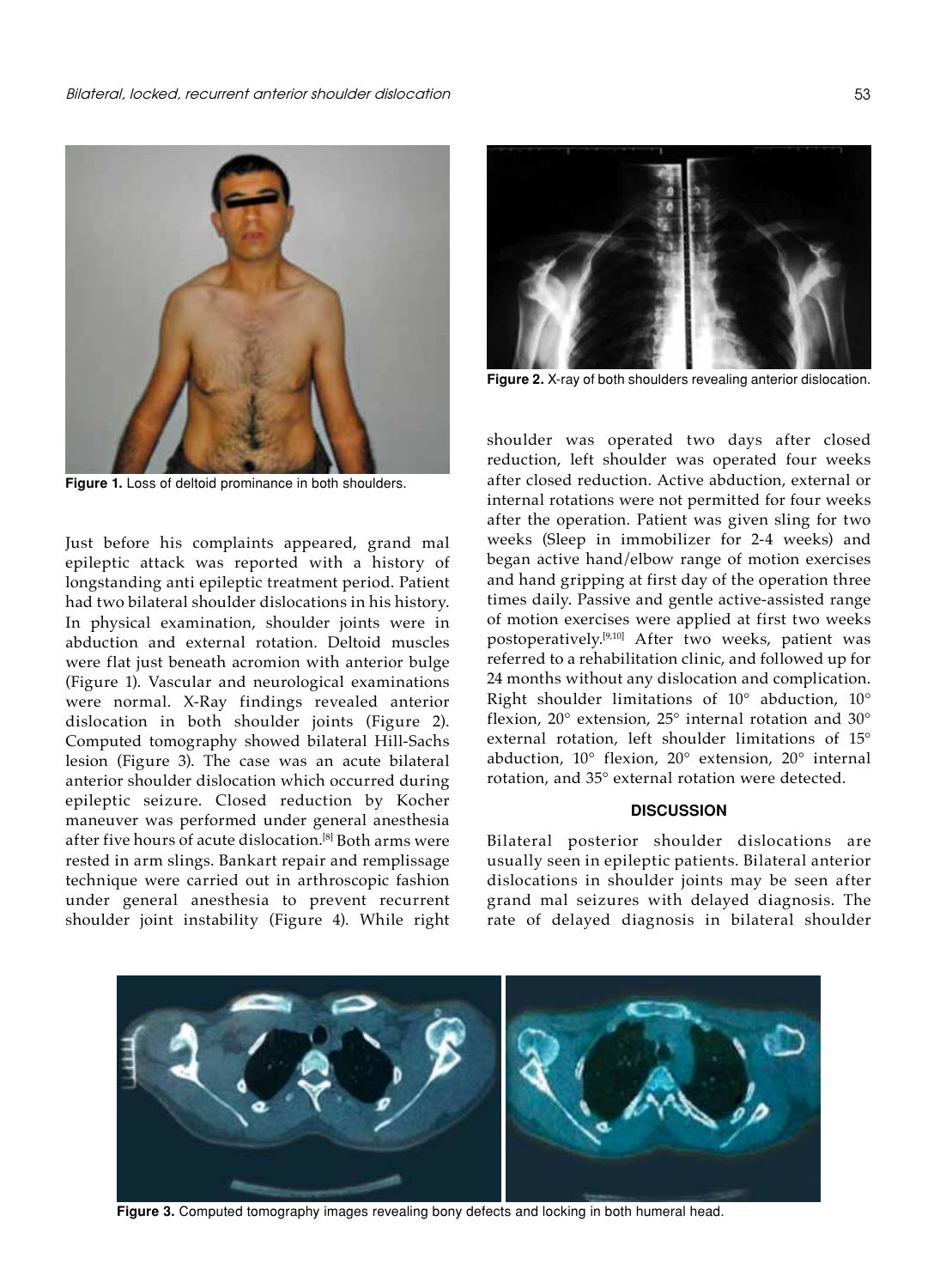Figure 1. Loss of deltoid prominance in both shoulders.

Figure 2. X-ray of both shoulders revealing anterior dislocation.

Just before his complaints appeared, grand mal epileptic attack was reported with a history of longstanding anti epileptic treatment period. Patient had two bilateral shoulder dislocations in his history. In physical examination, shoulder joints were in abduction and external rotation. Deltoid muscles were flat just beneath acromion with anterior bulge (Figure 1). Vascular and neurological examinations were normal. X-Ray findings revealed anterior dislocation in both shoulder joints (Figure 2). Computed tomography showed bilateral Hill-Sachs lesion (Figure 3). The case was an acute bilateral anterior shoulder dislocation which occurred during epileptic seizure. Closed reduction by Kocher maneuver was performed under general anesthesia after five hours of acute dislocation.[8] Both arms were rested in arm slings. Bankart repair and remplissage technique were carried out in arthroscopic fashion under general anesthesia to prevent recurrent shoulder joint instability (Figure 4). While right shoulder was operated two days after closed reduction, left shoulder was operated four weeks after closed reduction. Active abduction, external or internal rotations were not permitted for four weeks after the operation. Patient was given sling for two weeks (Sleep in immobilizer for 2-4 weeks) and began active hand/elbow range of motion exercises and hand gripping at first day of the operation three times daily. Passive and gentle active-assisted range of motion exercises were applied at first two weeks postoperatively.[9,10] After two weeks, patient was referred to a rehabilitation clinic, and followed up for 24 months without any dislocation and complication. Right shoulder limitations of 10° abduction, 10° flexion, 20° extension, 25° internal rotation and 30° external rotation, left shoulder limitations of 15° abduction, 10° flexion, 20° extension, 20° internal rotation, and 35° external rotation were detected.

## DISCUSSION

Bilateral posterior shoulder dislocations are usually seen in epileptic patients. Bilateral anterior dislocations in shoulder joints may be seen after grand mal seizures with delayed diagnosis. The rate of delayed diagnosis in bilateral shoulder

Figure 3. Computed tomography images revealing bony defects and locking in both humeral head.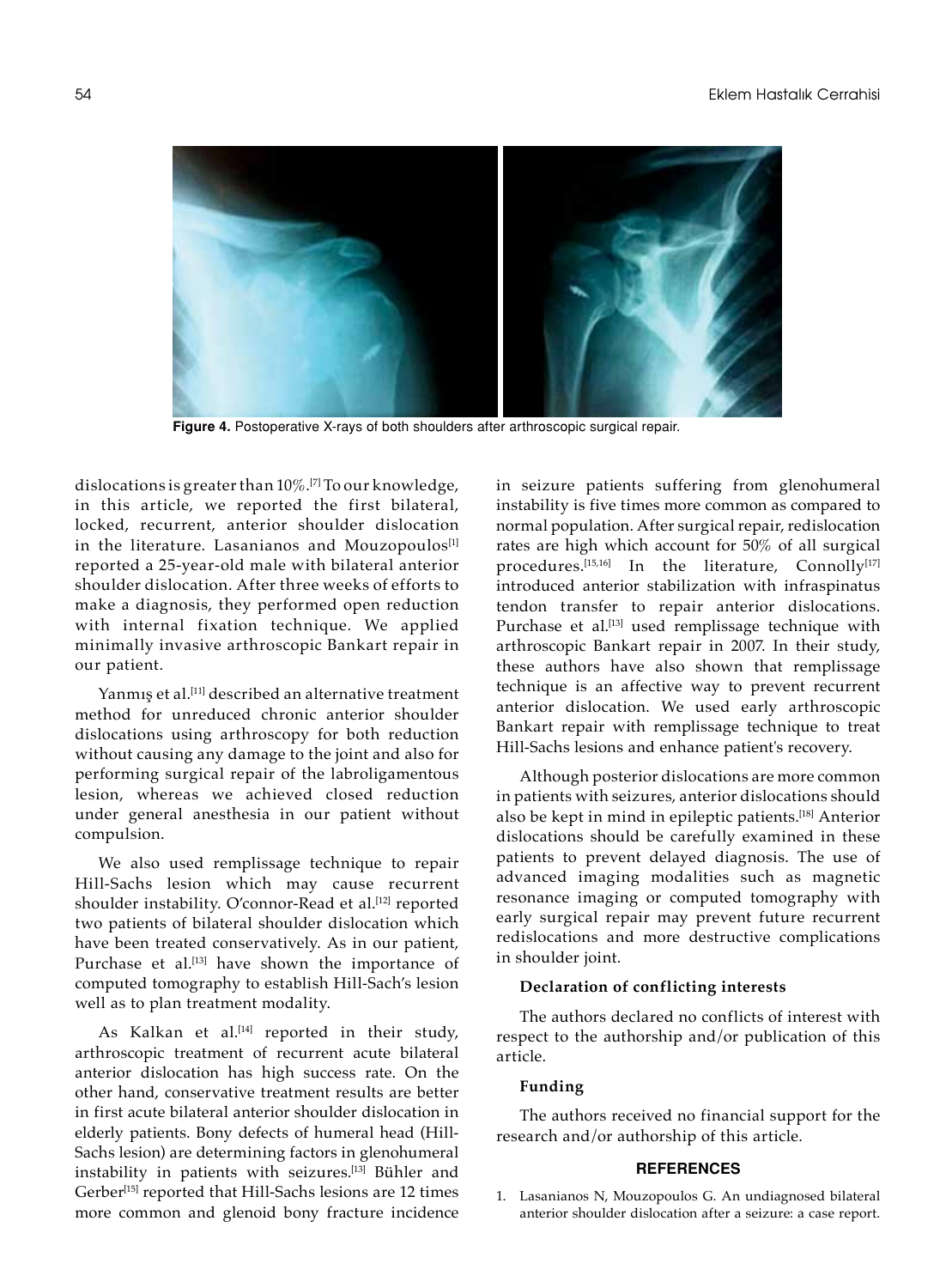Figure 4. Postoperative X-rays of both shoulders after arthroscopic surgical repair.

dislocations is greater than 10%.[7] To our knowledge, in this article, we reported the first bilateral, locked, recurrent, anterior shoulder dislocation in the literature. Lasanianos and Mouzopoulos[1] reported a 25-year-old male with bilateral anterior shoulder dislocation. After three weeks of efforts to make a diagnosis, they performed open reduction with internal fixation technique. We applied minimally invasive arthroscopic Bankart repair in our patient.

Yanmış et al.[11] described an alternative treatment method for unreduced chronic anterior shoulder dislocations using arthroscopy for both reduction without causing any damage to the joint and also for performing surgical repair of the labroligamentous lesion, whereas we achieved closed reduction under general anesthesia in our patient without compulsion.

We also used remplissage technique to repair Hill-Sachs lesion which may cause recurrent shoulder instability. O'connor-Read et al.[12] reported two patients of bilateral shoulder dislocation which have been treated conservatively. As in our patient, Purchase et al.[13] have shown the importance of computed tomography to establish Hill-Sach's lesion well as to plan treatment modality.

As Kalkan et al.[14] reported in their study, arthroscopic treatment of recurrent acute bilateral anterior dislocation has high success rate. On the other hand, conservative treatment results are better in first acute bilateral anterior shoulder dislocation in elderly patients. Bony defects of humeral head (Hill-Sachs lesion) are determining factors in glenohumeral instability in patients with seizures.[13] Bühler and Gerber[15] reported that Hill-Sachs lesions are 12 times more common and glenoid bony fracture incidence in seizure patients suffering from glenohumeral instability is five times more common as compared to normal population. After surgical repair, redislocation rates are high which account for 50% of all surgical procedures.[15,16] In the literature, Connolly[17] introduced anterior stabilization with infraspinatus tendon transfer to repair anterior dislocations. Purchase et al.[13] used remplissage technique with arthroscopic Bankart repair in 2007. In their study, these authors have also shown that remplissage technique is an affective way to prevent recurrent anterior dislocation. We used early arthroscopic Bankart repair with remplissage technique to treat Hill-Sachs lesions and enhance patient's recovery.

Although posterior dislocations are more common in patients with seizures, anterior dislocations should also be kept in mind in epileptic patients.[18] Anterior dislocations should be carefully examined in these patients to prevent delayed diagnosis. The use of advanced imaging modalities such as magnetic resonance imaging or computed tomography with early surgical repair may prevent future recurrent redislocations and more destructive complications in shoulder joint.

#### Declaration of conflicting interests

The authors declared no conflicts of interest with respect to the authorship and/or publication of this article.

#### Funding

The authors received no financial support for the research and/or authorship of this article.

## REFERENCES

1. Lasanianos N, Mouzopoulos G. An undiagnosed bilateral anterior shoulder dislocation after a seizure: a case report.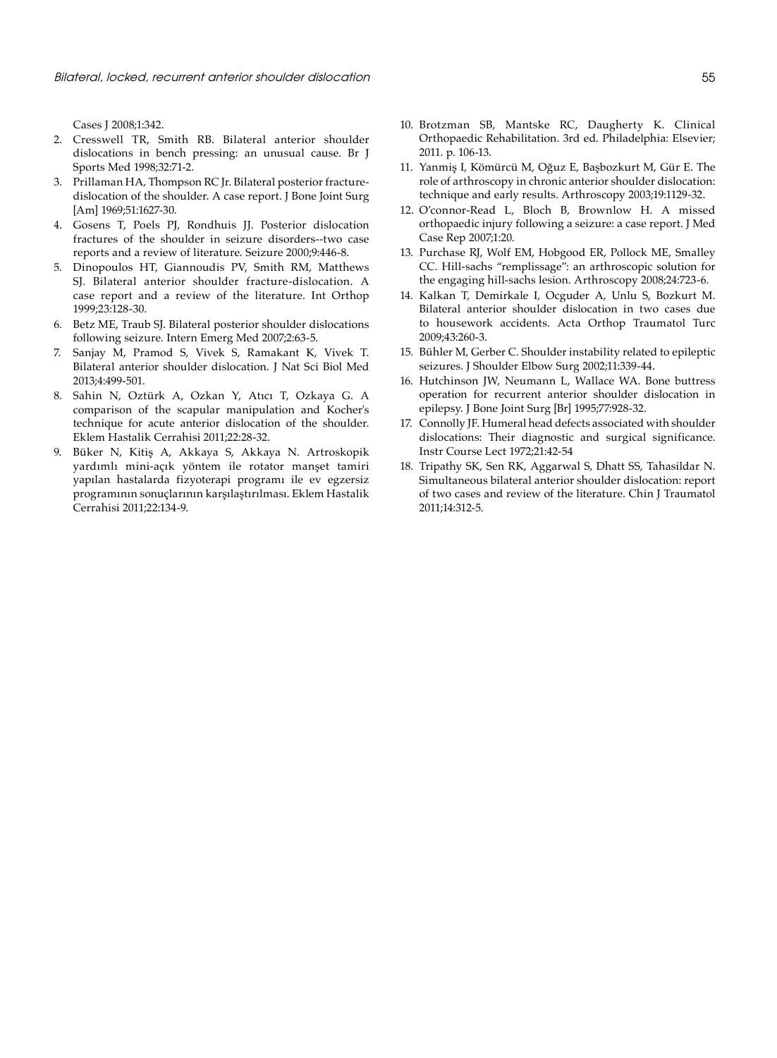Cases J 2008;1:342.

2. Cresswell TR, Smith RB. Bilateral anterior shoulder dislocations in bench pressing: an unusual cause. Br J Sports Med 1998;32:71-2.
3. Prillaman HA, Thompson RC Jr. Bilateral posterior fracture-dislocation of the shoulder. A case report. J Bone Joint Surg [Am] 1969;51:1627-30.
4. Gosens T, Poels PJ, Rondhuis JJ. Posterior dislocation fractures of the shoulder in seizure disorders--two case reports and a review of literature. Seizure 2000;9:446-8.
5. Dinopoulos HT, Giannoudis PV, Smith RM, Matthews SJ. Bilateral anterior shoulder fracture-dislocation. A case report and a review of the literature. Int Orthop 1999;23:128-30.
6. Betz ME, Traub SJ. Bilateral posterior shoulder dislocations following seizure. Intern Emerg Med 2007;2:63-5.
7. Sanjay M, Pramod S, Vivek S, Ramakant K, Vivek T. Bilateral anterior shoulder dislocation. J Nat Sci Biol Med 2013;4:499-501.
8. Sahin N, Oztürk A, Ozkan Y, Atıcı T, Ozkaya G. A comparison of the scapular manipulation and Kocher's technique for acute anterior dislocation of the shoulder. Eklem Hastalik Cerrahisi 2011;22:28-32.
9. Büker N, Kitiş A, Akkaya S, Akkaya N. Artroskopik yardımlı mini-açık yöntem ile rotator manşet tamiri yapılan hastalarda fizyoterapi programı ile ev egzersiz programının sonuçlarının karşılaştırılması. Eklem Hastalik Cerrahisi 2011;22:134-9.
10. Brotzman SB, Mantske RC, Daugherty K. Clinical Orthopaedic Rehabilitation. 3rd ed. Philadelphia: Elsevier; 2011. p. 106-13.
11. Yanmiş I, Kömürcü M, Oğuz E, Başbozkurt M, Gür E. The role of arthroscopy in chronic anterior shoulder dislocation: technique and early results. Arthroscopy 2003;19:1129-32.
12. O'connor-Read L, Bloch B, Brownlow H. A missed orthopaedic injury following a seizure: a case report. J Med Case Rep 2007;1:20.
13. Purchase RJ, Wolf EM, Hobgood ER, Pollock ME, Smalley CC. Hill-sachs "remplissage": an arthroscopic solution for the engaging hill-sachs lesion. Arthroscopy 2008;24:723-6.
14. Kalkan T, Demirkale I, Ocguder A, Unlu S, Bozkurt M. Bilateral anterior shoulder dislocation in two cases due to housework accidents. Acta Orthop Traumatol Turc 2009;43:260-3.
15. Bühler M, Gerber C. Shoulder instability related to epileptic seizures. J Shoulder Elbow Surg 2002;11:339-44.
16. Hutchinson JW, Neumann L, Wallace WA. Bone buttress operation for recurrent anterior shoulder dislocation in epilepsy. J Bone Joint Surg [Br] 1995;77:928-32.
17. Connolly JF. Humeral head defects associated with shoulder dislocations: Their diagnostic and surgical significance. Instr Course Lect 1972;21:42-54
18. Tripathy SK, Sen RK, Aggarwal S, Dhatt SS, Tahasildar N. Simultaneous bilateral anterior shoulder dislocation: report of two cases and review of the literature. Chin J Traumatol 2011;14:312-5.